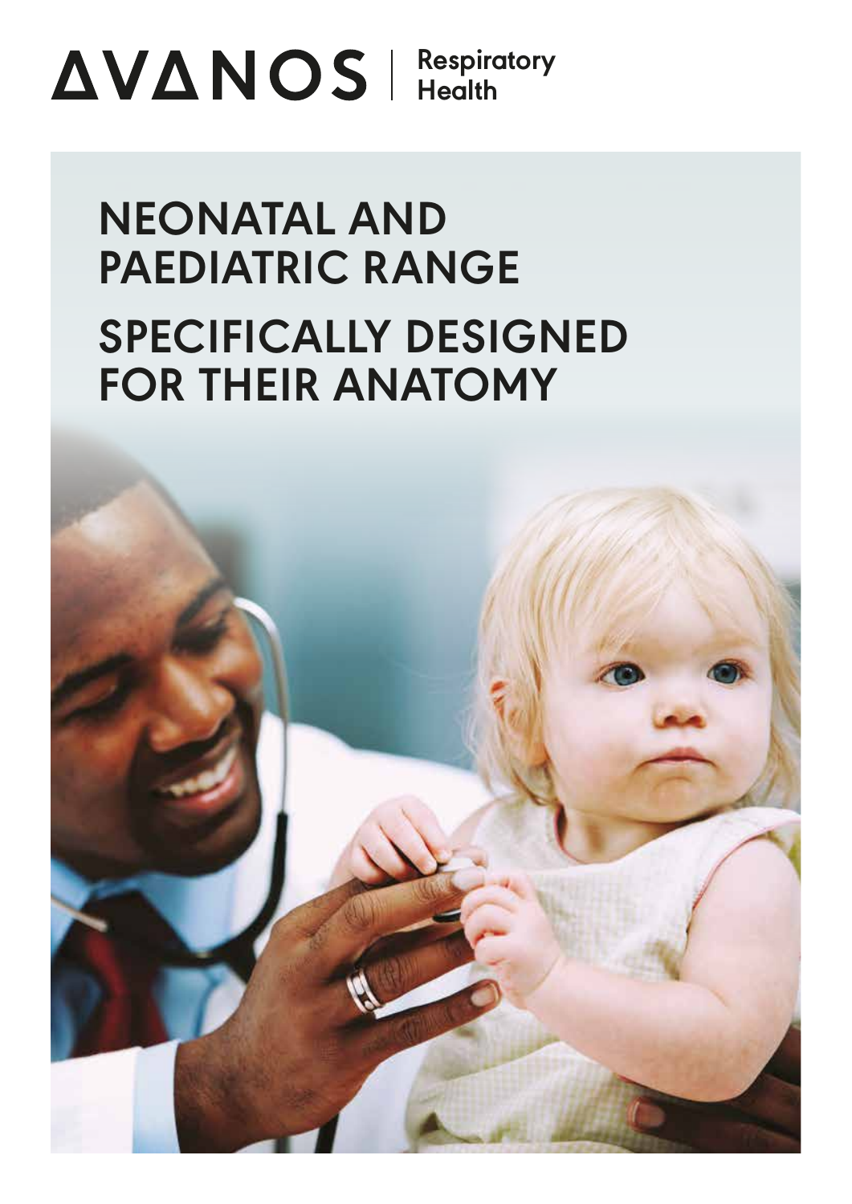AVANOS | Respiratory Health

# NEONATAL AND PAEDIATRIC RANGE

# SPECIFICALLY DESIGNED FOR THEIR ANATOMY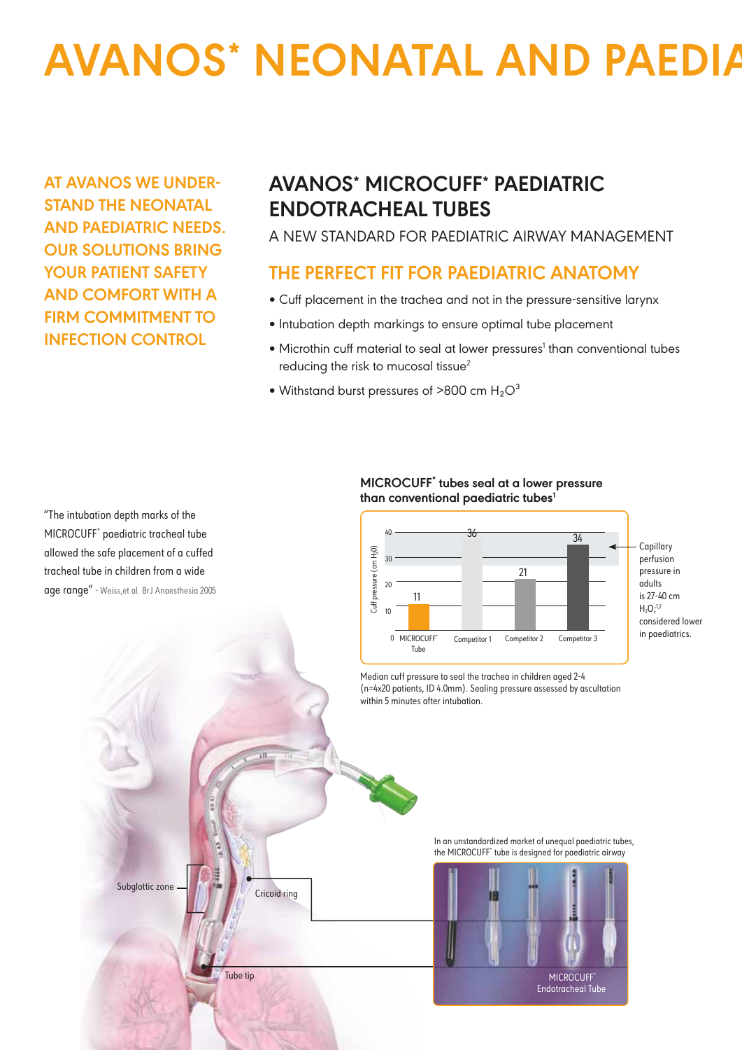# AVANOS* NEONATAL AND PAEDIA

**AT AVANOS WE UNDERSTAND THE NEONATAL AND PAEDIATRIC NEEDS. OUR SOLUTIONS BRING YOUR PATIENT SAFETY AND COMFORT WITH A FIRM COMMITMENT TO INFECTION CONTROL**

## AVANOS* MICROCUFF* PAEDIATRIC ENDOTRACHEAL TUBES

A NEW STANDARD FOR PAEDIATRIC AIRWAY MANAGEMENT

### THE PERFECT FIT FOR PAEDIATRIC ANATOMY

- Cuff placement in the trachea and not in the pressure-sensitive larynx
- Intubation depth markings to ensure optimal tube placement
- Microthin cuff material to seal at lower pressures[1] than conventional tubes reducing the risk to mucosal tissue[2]
- Withstand burst pressures of >800 cm $H_2O$[3]

"The intubation depth marks of the MICROCUFF* paediatric tracheal tube allowed the safe placement of a cuffed tracheal tube in children from a wide age range" - Weiss,et al. BrJ Anaesthesia 2005

**MICROCUFF* tubes seal at a lower pressure than conventional paediatric tubes[1]**

Cuff pressure (cm $H_2O$)
40
30
20
10
0
11
36
21
34
MICROCUFF* Tube
Competitor 1
Competitor 2
Competitor 3

Capillary perfusion pressure in adults is 27-40 cm $H_2O$;[1,2] considered lower in paediatrics.

Median cuff pressure to seal the trachea in children aged 2-4 (n=4x20 patients, ID 4.0mm). Sealing pressure assessed by auscultation within 5 minutes after intubation.

Subglottic zone
Cricoid ring
Tube tip

In an unstandardized market of unequal paediatric tubes, the MICROCUFF* tube is designed for paediatric airway

MICROCUFF* Endotracheal Tube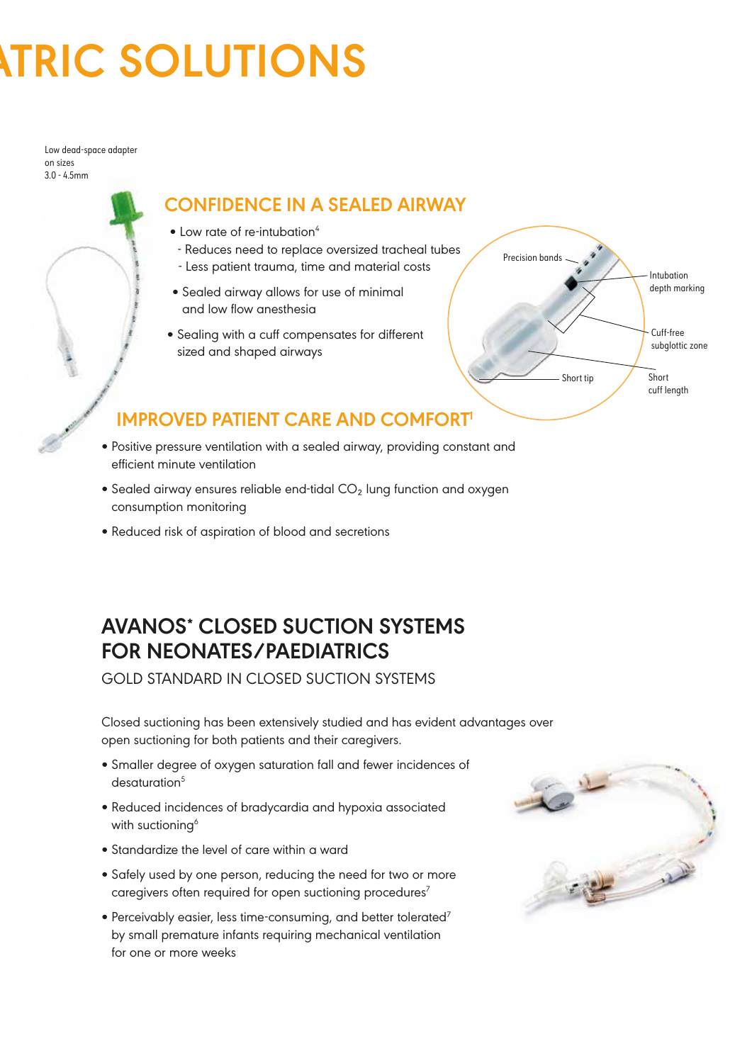# ATRIC SOLUTIONS

Low dead-space adapter on sizes 3.0 - 4.5mm

## CONFIDENCE IN A SEALED AIRWAY

- Low rate of re-intubation[4]
  - Reduces need to replace oversized tracheal tubes
  - Less patient trauma, time and material costs
- Sealed airway allows for use of minimal and low flow anesthesia
- Sealing with a cuff compensates for different sized and shaped airways

Precision bands

Intubation depth marking

Cuff-free subglottic zone

Short tip

Short cuff length

## IMPROVED PATIENT CARE AND COMFORT[1]

- Positive pressure ventilation with a sealed airway, providing constant and efficient minute ventilation
- Sealed airway ensures reliable end-tidal $CO_2$ lung function and oxygen consumption monitoring
- Reduced risk of aspiration of blood and secretions

## AVANOS* CLOSED SUCTION SYSTEMS FOR NEONATES/PAEDIATRICS

GOLD STANDARD IN CLOSED SUCTION SYSTEMS

Closed suctioning has been extensively studied and has evident advantages over open suctioning for both patients and their caregivers.

- Smaller degree of oxygen saturation fall and fewer incidences of desaturation[5]
- Reduced incidences of bradycardia and hypoxia associated with suctioning[6]
- Standardize the level of care within a ward
- Safely used by one person, reducing the need for two or more caregivers often required for open suctioning procedures[7]
- Perceivably easier, less time-consuming, and better tolerated[7] by small premature infants requiring mechanical ventilation for one or more weeks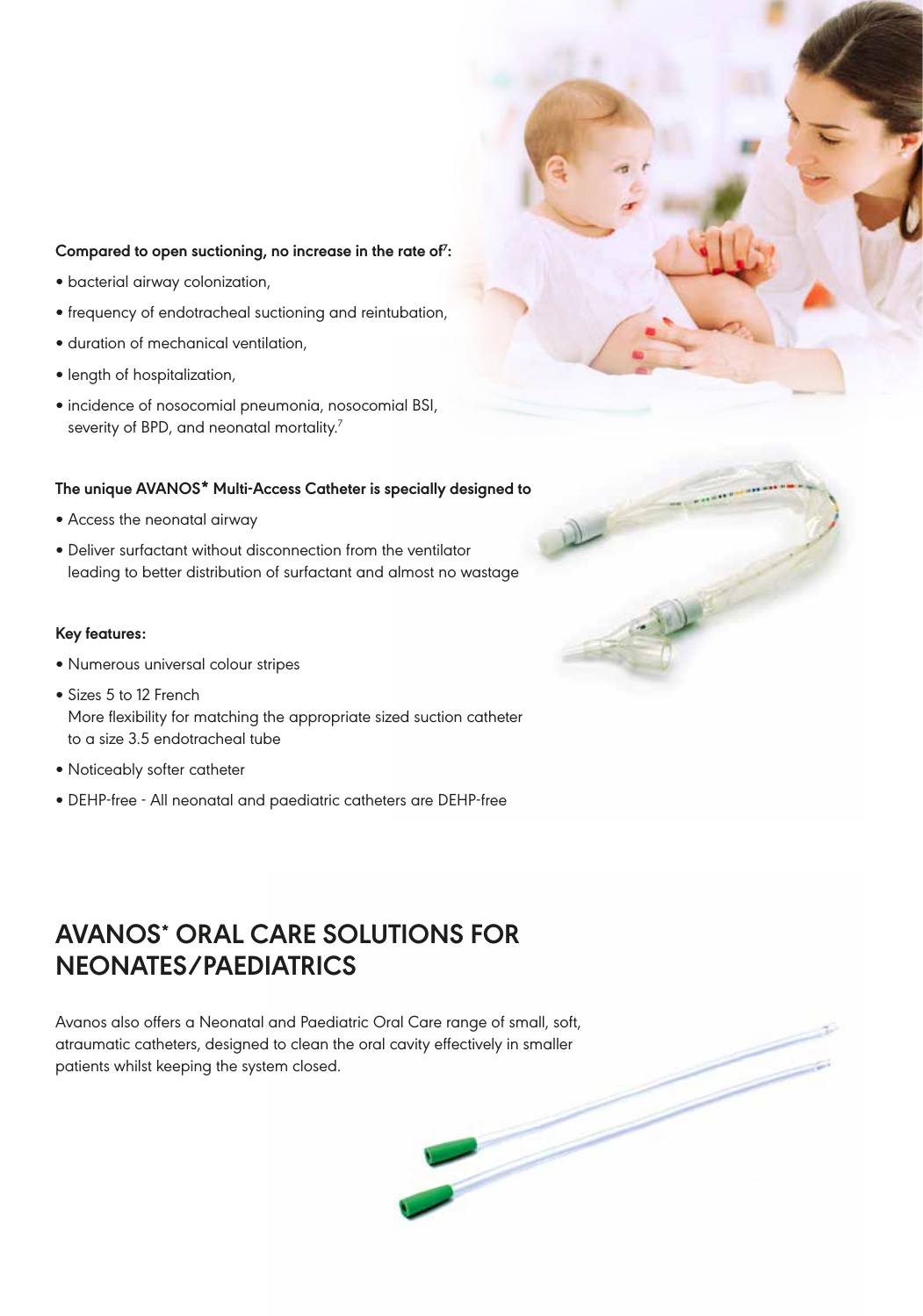**Compared to open suctioning, no increase in the rate of[7]:**

- bacterial airway colonization,
- frequency of endotracheal suctioning and reintubation,
- duration of mechanical ventilation,
- length of hospitalization,
- incidence of nosocomial pneumonia, nosocomial BSI, severity of BPD, and neonatal mortality.[7]

**The unique AVANOS* Multi-Access Catheter is specially designed to**

- Access the neonatal airway
- Deliver surfactant without disconnection from the ventilator leading to better distribution of surfactant and almost no wastage

**Key features:**

- Numerous universal colour stripes
- Sizes 5 to 12 French
  More flexibility for matching the appropriate sized suction catheter to a size 3.5 endotracheal tube
- Noticeably softer catheter
- DEHP-free - All neonatal and paediatric catheters are DEHP-free

## AVANOS* ORAL CARE SOLUTIONS FOR NEONATES/PAEDIATRICS

Avanos also offers a Neonatal and Paediatric Oral Care range of small, soft, atraumatic catheters, designed to clean the oral cavity effectively in smaller patients whilst keeping the system closed.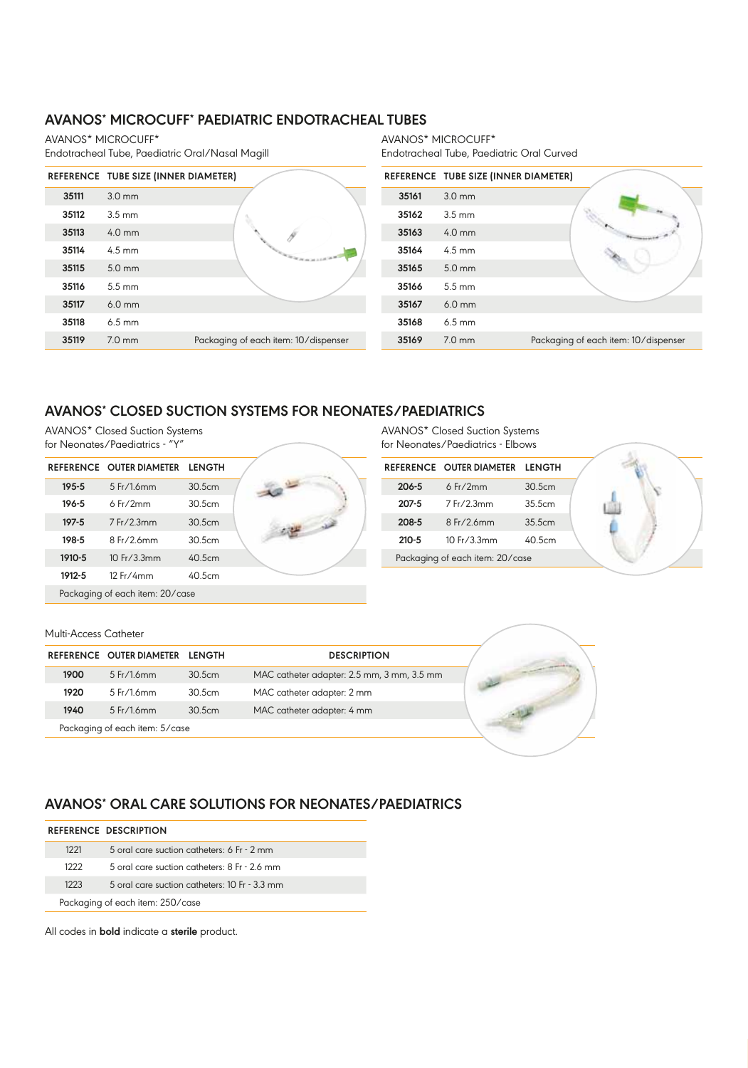## AVANOS* MICROCUFF* PAEDIATRIC ENDOTRACHEAL TUBES

AVANOS* MICROCUFF*
Endotracheal Tube, Paediatric Oral/Nasal Magill

| REFERENCE | TUBE SIZE (INNER DIAMETER) |
|---|---|
| **35111** | 3.0 mm |
| **35112** | 3.5 mm |
| **35113** | 4.0 mm |
| **35114** | 4.5 mm |
| **35115** | 5.0 mm |
| **35116** | 5.5 mm |
| **35117** | 6.0 mm |
| **35118** | 6.5 mm |
| **35119** | 7.0 mm |

Packaging of each item: 10/dispenser

AVANOS* MICROCUFF*
Endotracheal Tube, Paediatric Oral Curved

| REFERENCE | TUBE SIZE (INNER DIAMETER) |
|---|---|
| **35161** | 3.0 mm |
| **35162** | 3.5 mm |
| **35163** | 4.0 mm |
| **35164** | 4.5 mm |
| **35165** | 5.0 mm |
| **35166** | 5.5 mm |
| **35167** | 6.0 mm |
| **35168** | 6.5 mm |
| **35169** | 7.0 mm |

Packaging of each item: 10/dispenser

## AVANOS* CLOSED SUCTION SYSTEMS FOR NEONATES/PAEDIATRICS

AVANOS* Closed Suction Systems
for Neonates/Paediatrics - "Y"

| REFERENCE | OUTER DIAMETER | LENGTH |
|---|---|---|
| **195-5** | 5 Fr/1.6mm | 30.5cm |
| **196-5** | 6 Fr/2mm | 30.5cm |
| **197-5** | 7 Fr/2.3mm | 30.5cm |
| **198-5** | 8 Fr/2.6mm | 30.5cm |
| **1910-5** | 10 Fr/3.3mm | 40.5cm |
| **1912-5** | 12 Fr/4mm | 40.5cm |

Packaging of each item: 20/case

AVANOS* Closed Suction Systems
for Neonates/Paediatrics - Elbows

| REFERENCE | OUTER DIAMETER | LENGTH |
|---|---|---|
| **206-5** | 6 Fr/2mm | 30.5cm |
| **207-5** | 7 Fr/2.3mm | 35.5cm |
| **208-5** | 8 Fr/2.6mm | 35.5cm |
| **210-5** | 10 Fr/3.3mm | 40.5cm |

Packaging of each item: 20/case

Multi-Access Catheter

| REFERENCE | OUTER DIAMETER | LENGTH | DESCRIPTION |
|---|---|---|---|
| **1900** | 5 Fr/1.6mm | 30.5cm | MAC catheter adapter: 2.5 mm, 3 mm, 3.5 mm |
| **1920** | 5 Fr/1.6mm | 30.5cm | MAC catheter adapter: 2 mm |
| **1940** | 5 Fr/1.6mm | 30.5cm | MAC catheter adapter: 4 mm |

Packaging of each item: 5/case

## AVANOS* ORAL CARE SOLUTIONS FOR NEONATES/PAEDIATRICS

| REFERENCE | DESCRIPTION |
|---|---|
| 1221 | 5 oral care suction catheters: 6 Fr - 2 mm |
| 1222 | 5 oral care suction catheters: 8 Fr - 2.6 mm |
| 1223 | 5 oral care suction catheters: 10 Fr - 3.3 mm |

Packaging of each item: 250/case

All codes in **bold** indicate a **sterile** product.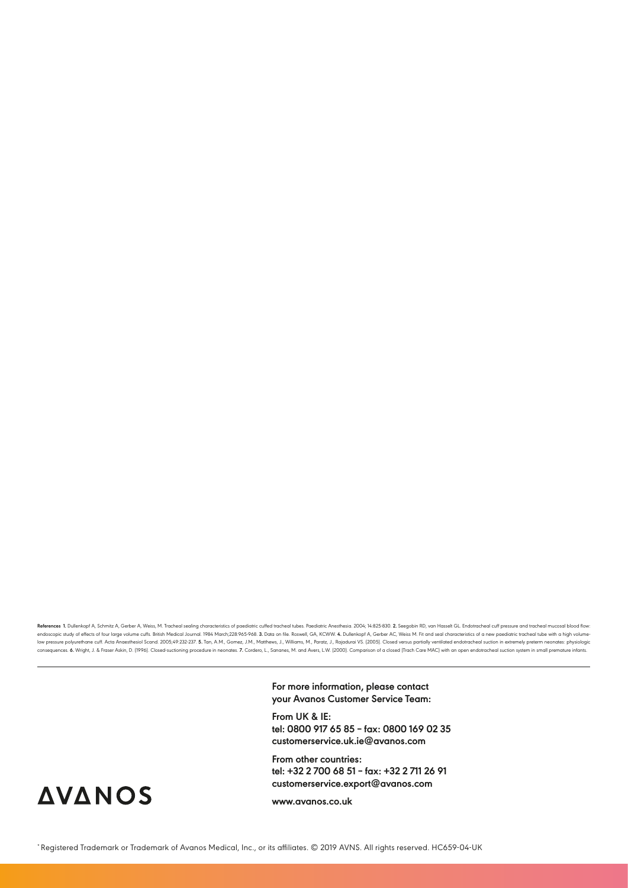**References** **1.** Dullenkopf A, Schmitz A, Gerber A, Weiss, M. Tracheal sealing characteristics of paediatric cuffed tracheal tubes. Paediatric Anesthesia. 2004; 14:825-830. **2.** Seegobin RD, van Hasselt GL. Endotracheal cuff pressure and tracheal mucosal blood flow: endoscopic study of effects of four large volume cuffs. British Medical Journal. 1984 March;228:965-968. **3.** Data on file. Roswell, GA, KCWW. **4.** Dullenkopf A, Gerber AC, Weiss M. Fit and seal characteristics of a new paediatric tracheal tube with a high volume-low pressure polyurethane cuff. Acta Anaesthesiol Scand. 2005;49:232-237. **5.** Tan, A.M., Gomez, J.M., Matthews, J., Williams, M., Paratz, J., Rajadurai VS. (2005). Closed versus partially ventilated endotracheal suction in extremely preterm neonates: physiologic consequences. **6.** Wright, J. & Fraser Askin, D. (1996). Closed-suctioning procedure in neonates. **7.** Cordero, L., Sananes, M. and Avers, L.W. (2000). Comparison of a closed (Trach Care MAC) with an open endotracheal suction system in small premature infants.

**For more information, please contact your Avanos Customer Service Team:**

**From UK & IE:**
**tel: 0800 917 65 85 – fax: 0800 169 02 35**
**customerservice.uk.ie@avanos.com**

**From other countries:**
**tel: +32 2 700 68 51 – fax: +32 2 711 26 91**
**customerservice.export@avanos.com**

**www.avanos.co.uk**

**AVANOS**

* Registered Trademark or Trademark of Avanos Medical, Inc., or its affiliates. © 2019 AVNS. All rights reserved. HC659-04-UK